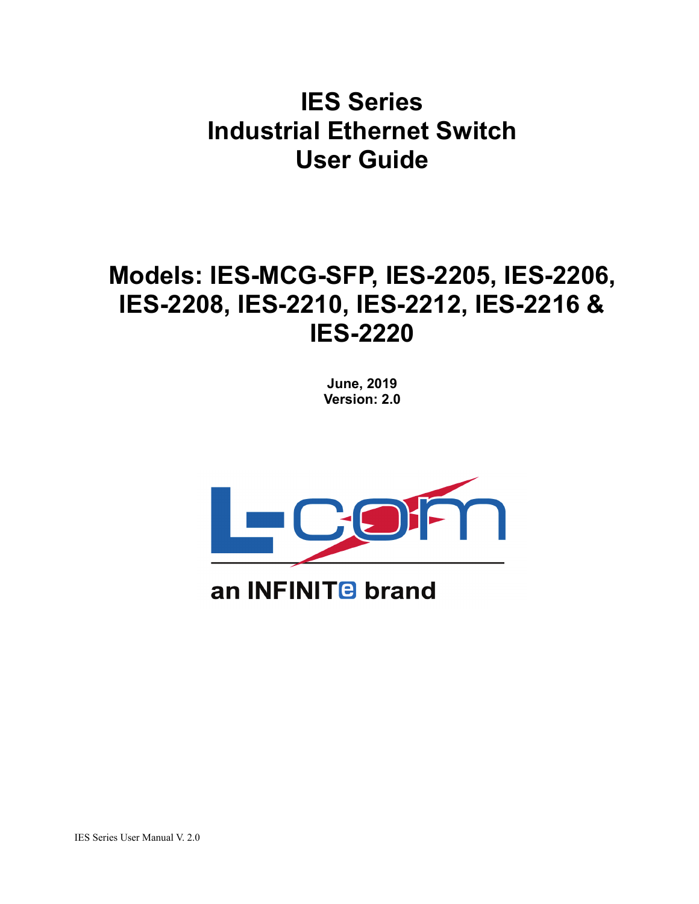# IES Series
# Industrial Ethernet Switch
# User Guide

## Models: IES-MCG-SFP, IES-2205, IES-2206, IES-2208, IES-2210, IES-2212, IES-2216 & IES-2220

**June, 2019**
**Version: 2.0**

an INFINITe brand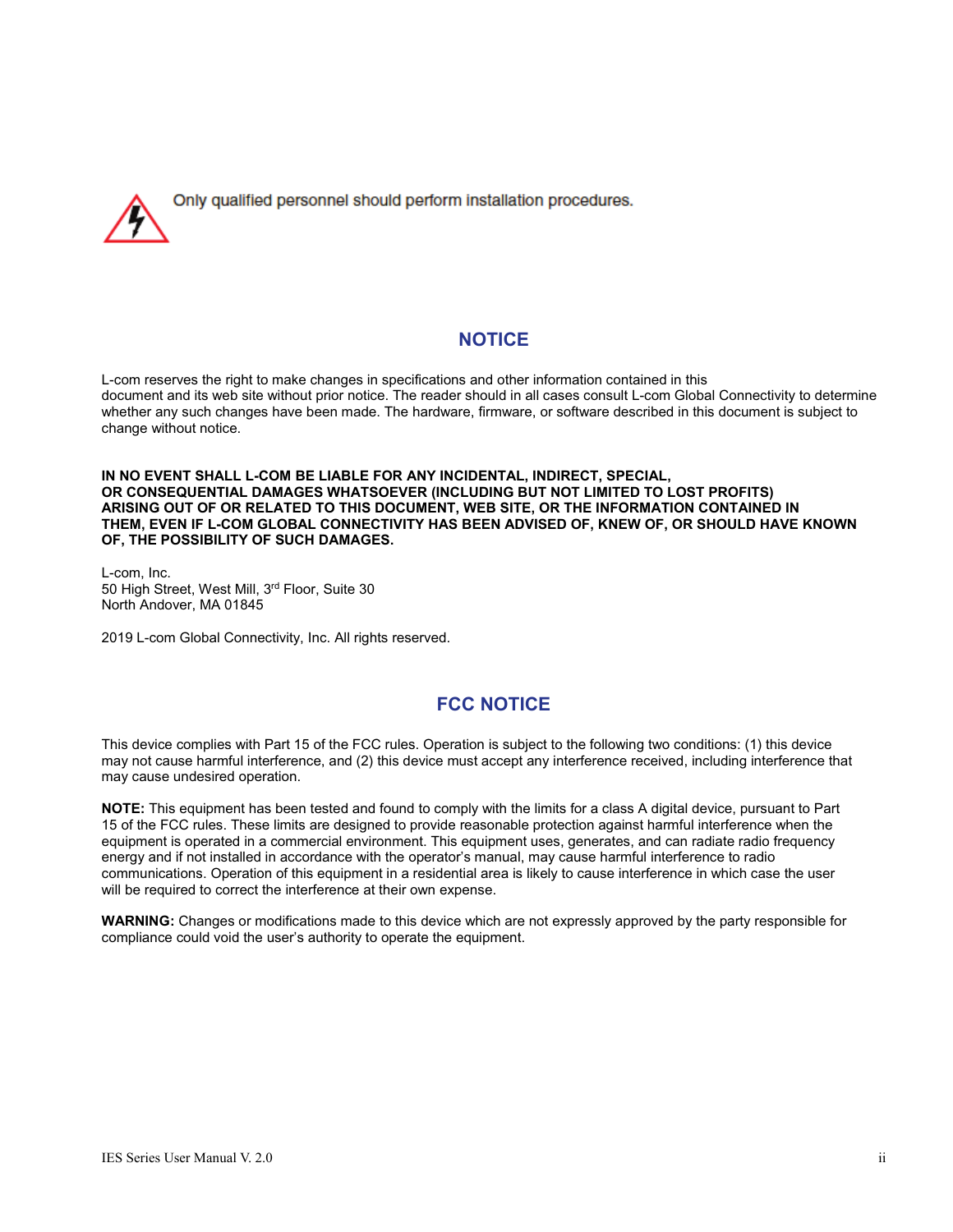Only qualified personnel should perform installation procedures.

## NOTICE

L-com reserves the right to make changes in specifications and other information contained in this document and its web site without prior notice. The reader should in all cases consult L-com Global Connectivity to determine whether any such changes have been made. The hardware, firmware, or software described in this document is subject to change without notice.

**IN NO EVENT SHALL L-COM BE LIABLE FOR ANY INCIDENTAL, INDIRECT, SPECIAL, OR CONSEQUENTIAL DAMAGES WHATSOEVER (INCLUDING BUT NOT LIMITED TO LOST PROFITS) ARISING OUT OF OR RELATED TO THIS DOCUMENT, WEB SITE, OR THE INFORMATION CONTAINED IN THEM, EVEN IF L-COM GLOBAL CONNECTIVITY HAS BEEN ADVISED OF, KNEW OF, OR SHOULD HAVE KNOWN OF, THE POSSIBILITY OF SUCH DAMAGES.**

L-com, Inc.
50 High Street, West Mill, 3rd Floor, Suite 30
North Andover, MA 01845

2019 L-com Global Connectivity, Inc. All rights reserved.

## FCC NOTICE

This device complies with Part 15 of the FCC rules. Operation is subject to the following two conditions: (1) this device may not cause harmful interference, and (2) this device must accept any interference received, including interference that may cause undesired operation.

**NOTE:** This equipment has been tested and found to comply with the limits for a class A digital device, pursuant to Part 15 of the FCC rules. These limits are designed to provide reasonable protection against harmful interference when the equipment is operated in a commercial environment. This equipment uses, generates, and can radiate radio frequency energy and if not installed in accordance with the operator's manual, may cause harmful interference to radio communications. Operation of this equipment in a residential area is likely to cause interference in which case the user will be required to correct the interference at their own expense.

**WARNING:** Changes or modifications made to this device which are not expressly approved by the party responsible for compliance could void the user's authority to operate the equipment.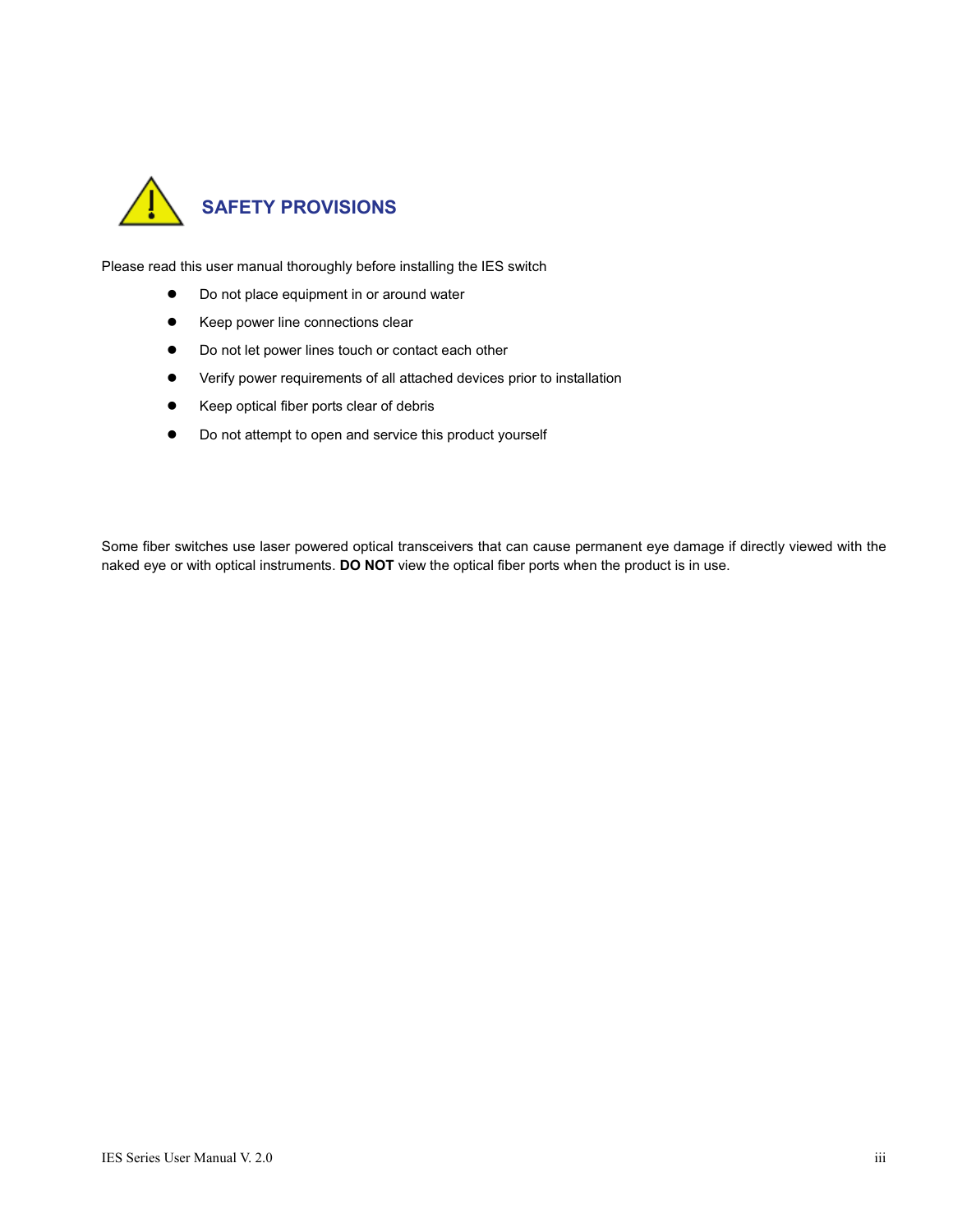# SAFETY PROVISIONS

Please read this user manual thoroughly before installing the IES switch

- Do not place equipment in or around water
- Keep power line connections clear
- Do not let power lines touch or contact each other
- Verify power requirements of all attached devices prior to installation
- Keep optical fiber ports clear of debris
- Do not attempt to open and service this product yourself

Some fiber switches use laser powered optical transceivers that can cause permanent eye damage if directly viewed with the naked eye or with optical instruments. **DO NOT** view the optical fiber ports when the product is in use.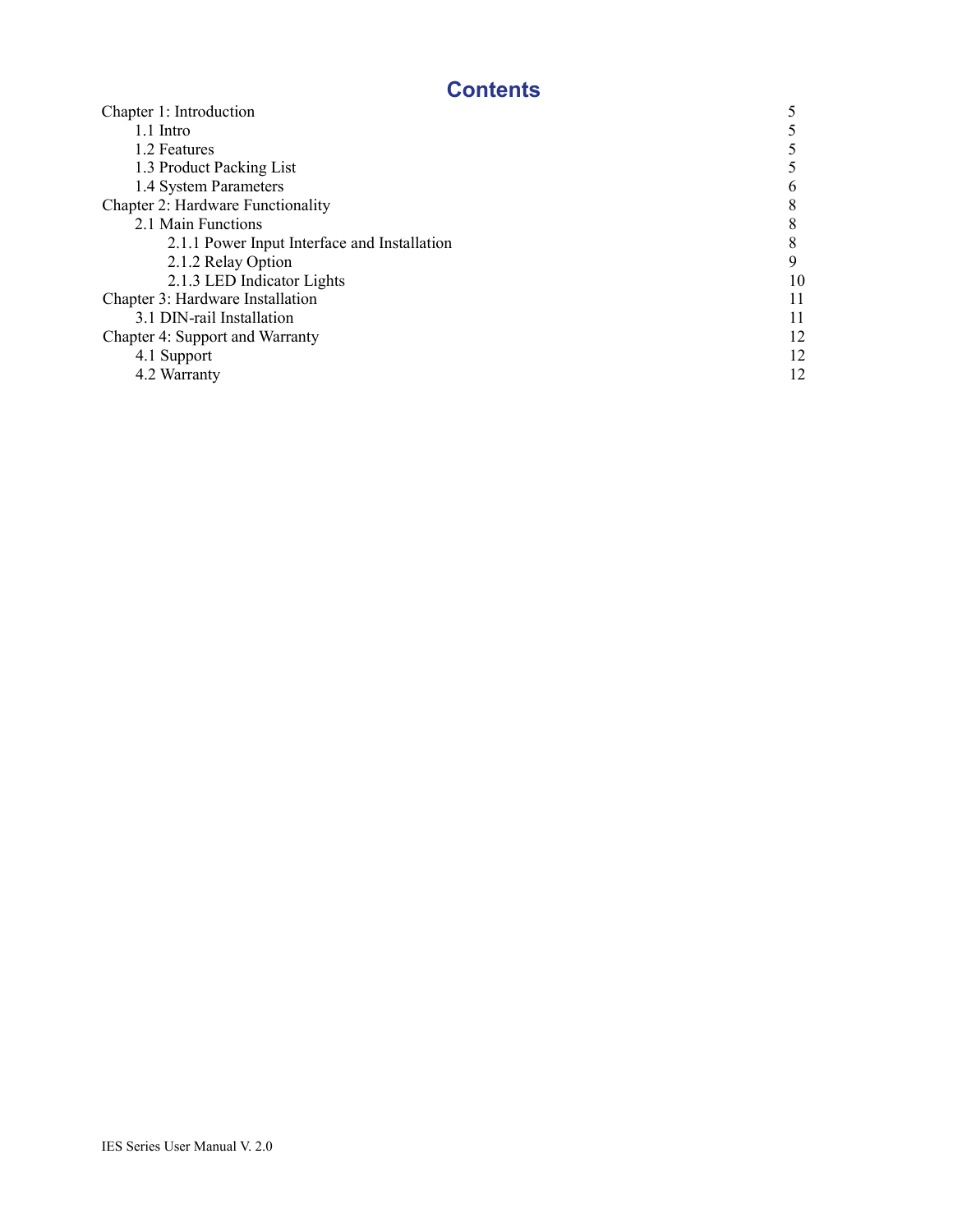# Contents

| | |
|---|---|
| Chapter 1: Introduction | 5 |
| 1.1 Intro | 5 |
| 1.2 Features | 5 |
| 1.3 Product Packing List | 5 |
| 1.4 System Parameters | 6 |
| Chapter 2: Hardware Functionality | 8 |
| 2.1 Main Functions | 8 |
| 2.1.1 Power Input Interface and Installation | 8 |
| 2.1.2 Relay Option | 9 |
| 2.1.3 LED Indicator Lights | 10 |
| Chapter 3: Hardware Installation | 11 |
| 3.1 DIN-rail Installation | 11 |
| Chapter 4: Support and Warranty | 12 |
| 4.1 Support | 12 |
| 4.2 Warranty | 12 |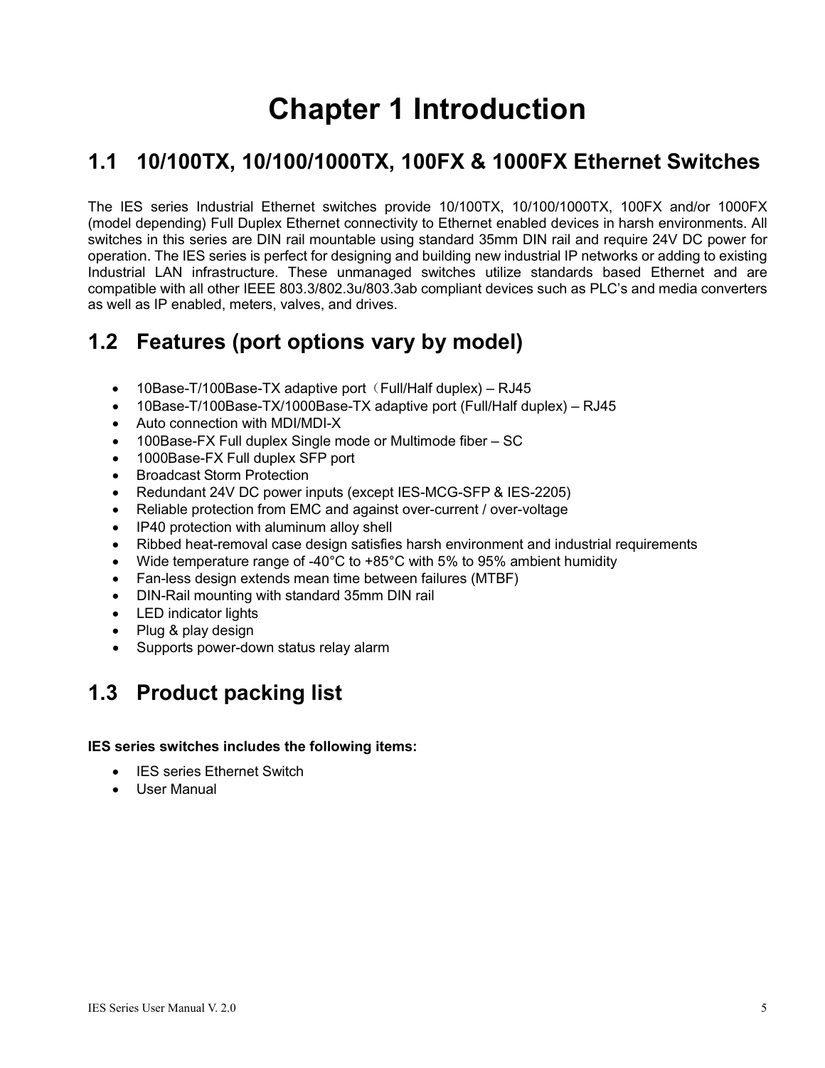# Chapter 1 Introduction

## 1.1 10/100TX, 10/100/1000TX, 100FX & 1000FX Ethernet Switches

The IES series Industrial Ethernet switches provide 10/100TX, 10/100/1000TX, 100FX and/or 1000FX (model depending) Full Duplex Ethernet connectivity to Ethernet enabled devices in harsh environments. All switches in this series are DIN rail mountable using standard 35mm DIN rail and require 24V DC power for operation. The IES series is perfect for designing and building new industrial IP networks or adding to existing Industrial LAN infrastructure. These unmanaged switches utilize standards based Ethernet and are compatible with all other IEEE 803.3/802.3u/803.3ab compliant devices such as PLC's and media converters as well as IP enabled, meters, valves, and drives.

## 1.2 Features (port options vary by model)

- 10Base-T/100Base-TX adaptive port（Full/Half duplex) – RJ45
- 10Base-T/100Base-TX/1000Base-TX adaptive port (Full/Half duplex) – RJ45
- Auto connection with MDI/MDI-X
- 100Base-FX Full duplex Single mode or Multimode fiber – SC
- 1000Base-FX Full duplex SFP port
- Broadcast Storm Protection
- Redundant 24V DC power inputs (except IES-MCG-SFP & IES-2205)
- Reliable protection from EMC and against over-current / over-voltage
- IP40 protection with aluminum alloy shell
- Ribbed heat-removal case design satisfies harsh environment and industrial requirements
- Wide temperature range of -40°C to +85°C with 5% to 95% ambient humidity
- Fan-less design extends mean time between failures (MTBF)
- DIN-Rail mounting with standard 35mm DIN rail
- LED indicator lights
- Plug & play design
- Supports power-down status relay alarm

## 1.3 Product packing list

**IES series switches includes the following items:**

- IES series Ethernet Switch
- User Manual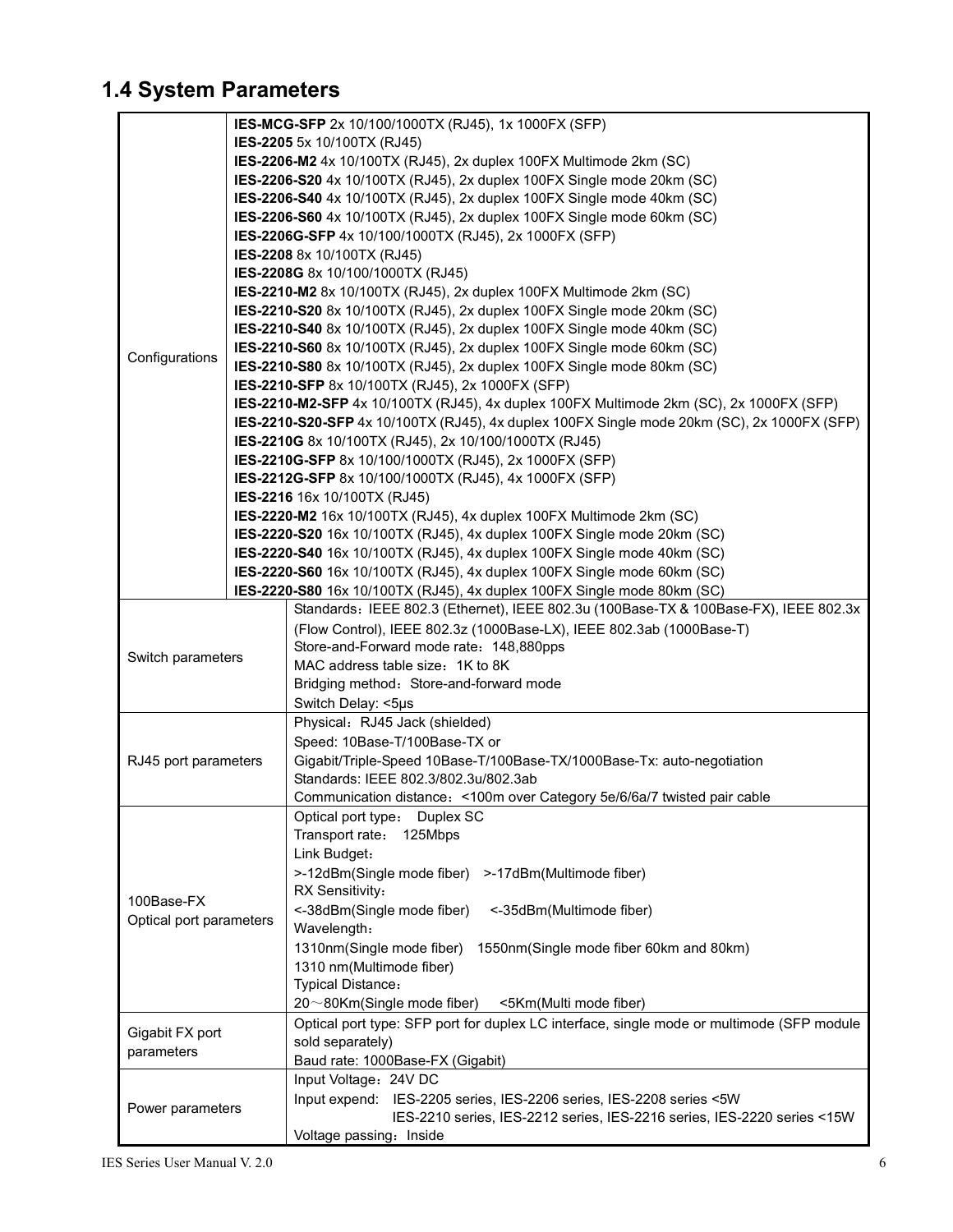## 1.4 System Parameters

| | |
|---|---|
| Configurations | **IES-MCG-SFP** 2x 10/100/1000TX (RJ45), 1x 1000FX (SFP)<br>**IES-2205** 5x 10/100TX (RJ45)<br>**IES-2206-M2** 4x 10/100TX (RJ45), 2x duplex 100FX Multimode 2km (SC)<br>**IES-2206-S20** 4x 10/100TX (RJ45), 2x duplex 100FX Single mode 20km (SC)<br>**IES-2206-S40** 4x 10/100TX (RJ45), 2x duplex 100FX Single mode 40km (SC)<br>**IES-2206-S60** 4x 10/100TX (RJ45), 2x duplex 100FX Single mode 60km (SC)<br>**IES-2206G-SFP** 4x 10/100/1000TX (RJ45), 2x 1000FX (SFP)<br>**IES-2208** 8x 10/100TX (RJ45)<br>**IES-2208G** 8x 10/100/1000TX (RJ45)<br>**IES-2210-M2** 8x 10/100TX (RJ45), 2x duplex 100FX Multimode 2km (SC)<br>**IES-2210-S20** 8x 10/100TX (RJ45), 2x duplex 100FX Single mode 20km (SC)<br>**IES-2210-S40** 8x 10/100TX (RJ45), 2x duplex 100FX Single mode 40km (SC)<br>**IES-2210-S60** 8x 10/100TX (RJ45), 2x duplex 100FX Single mode 60km (SC)<br>**IES-2210-S80** 8x 10/100TX (RJ45), 2x duplex 100FX Single mode 80km (SC)<br>**IES-2210-SFP** 8x 10/100TX (RJ45), 2x 1000FX (SFP)<br>**IES-2210-M2-SFP** 4x 10/100TX (RJ45), 4x duplex 100FX Multimode 2km (SC), 2x 1000FX (SFP)<br>**IES-2210-S20-SFP** 4x 10/100TX (RJ45), 4x duplex 100FX Single mode 20km (SC), 2x 1000FX (SFP)<br>**IES-2210G** 8x 10/100TX (RJ45), 2x 10/100/1000TX (RJ45)<br>**IES-2210G-SFP** 8x 10/100/1000TX (RJ45), 2x 1000FX (SFP)<br>**IES-2212G-SFP** 8x 10/100/1000TX (RJ45), 4x 1000FX (SFP)<br>**IES-2216** 16x 10/100TX (RJ45)<br>**IES-2220-M2** 16x 10/100TX (RJ45), 4x duplex 100FX Multimode 2km (SC)<br>**IES-2220-S20** 16x 10/100TX (RJ45), 4x duplex 100FX Single mode 20km (SC)<br>**IES-2220-S40** 16x 10/100TX (RJ45), 4x duplex 100FX Single mode 40km (SC)<br>**IES-2220-S60** 16x 10/100TX (RJ45), 4x duplex 100FX Single mode 60km (SC)<br>**IES-2220-S80** 16x 10/100TX (RJ45), 4x duplex 100FX Single mode 80km (SC) |
| Switch parameters | Standards：IEEE 802.3 (Ethernet), IEEE 802.3u (100Base-TX & 100Base-FX), IEEE 802.3x (Flow Control), IEEE 802.3z (1000Base-LX), IEEE 802.3ab (1000Base-T)<br>Store-and-Forward mode rate：148,880pps<br>MAC address table size：1K to 8K<br>Bridging method：Store-and-forward mode<br>Switch Delay: <5μs |
| RJ45 port parameters | Physical：RJ45 Jack (shielded)<br>Speed: 10Base-T/100Base-TX or<br>Gigabit/Triple-Speed 10Base-T/100Base-TX/1000Base-Tx: auto-negotiation<br>Standards: IEEE 802.3/802.3u/802.3ab<br>Communication distance：<100m over Category 5e/6/6a/7 twisted pair cable |
| 100Base-FX Optical port parameters | Optical port type： Duplex SC<br>Transport rate： 125Mbps<br>Link Budget：<br>>-12dBm(Single mode fiber) >-17dBm(Multimode fiber)<br>RX Sensitivity：<br><-38dBm(Single mode fiber) <-35dBm(Multimode fiber)<br>Wavelength：<br>1310nm(Single mode fiber) 1550nm(Single mode fiber 60km and 80km)<br>1310 nm(Multimode fiber)<br>Typical Distance：<br>20～80Km(Single mode fiber) <5Km(Multi mode fiber) |
| Gigabit FX port parameters | Optical port type: SFP port for duplex LC interface, single mode or multimode (SFP module sold separately)<br>Baud rate: 1000Base-FX (Gigabit) |
| Power parameters | Input Voltage：24V DC<br>Input expend: IES-2205 series, IES-2206 series, IES-2208 series <5W<br>IES-2210 series, IES-2212 series, IES-2216 series, IES-2220 series <15W<br>Voltage passing：Inside |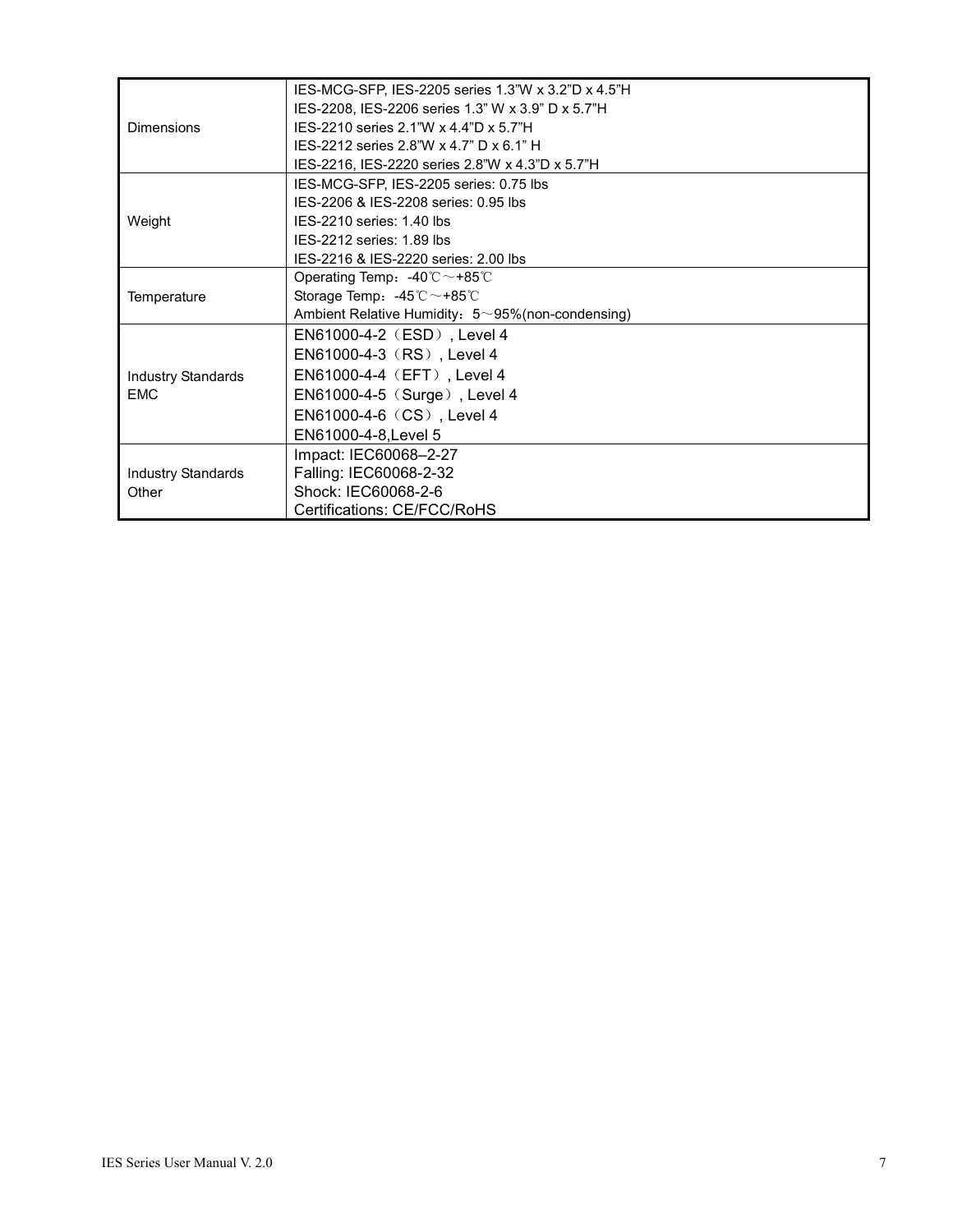| | |
|---|---|
| Dimensions | IES-MCG-SFP, IES-2205 series 1.3"W x 3.2"D x 4.5"H<br>IES-2208, IES-2206 series 1.3" W x 3.9" D x 5.7"H<br>IES-2210 series 2.1"W x 4.4"D x 5.7"H<br>IES-2212 series 2.8"W x 4.7" D x 6.1" H<br>IES-2216, IES-2220 series 2.8"W x 4.3"D x 5.7"H |
| Weight | IES-MCG-SFP, IES-2205 series: 0.75 lbs<br>IES-2206 & IES-2208 series: 0.95 lbs<br>IES-2210 series: 1.40 lbs<br>IES-2212 series: 1.89 lbs<br>IES-2216 & IES-2220 series: 2.00 lbs |
| Temperature | Operating Temp：-40℃～+85℃<br>Storage Temp：-45℃～+85℃<br>Ambient Relative Humidity：5～95%(non-condensing) |
| Industry Standards EMC | EN61000-4-2（ESD）, Level 4<br>EN61000-4-3（RS）, Level 4<br>EN61000-4-4（EFT）, Level 4<br>EN61000-4-5（Surge）, Level 4<br>EN61000-4-6（CS）, Level 4<br>EN61000-4-8,Level 5 |
| Industry Standards Other | Impact: IEC60068–2-27<br>Falling: IEC60068-2-32<br>Shock: IEC60068-2-6<br>Certifications: CE/FCC/RoHS |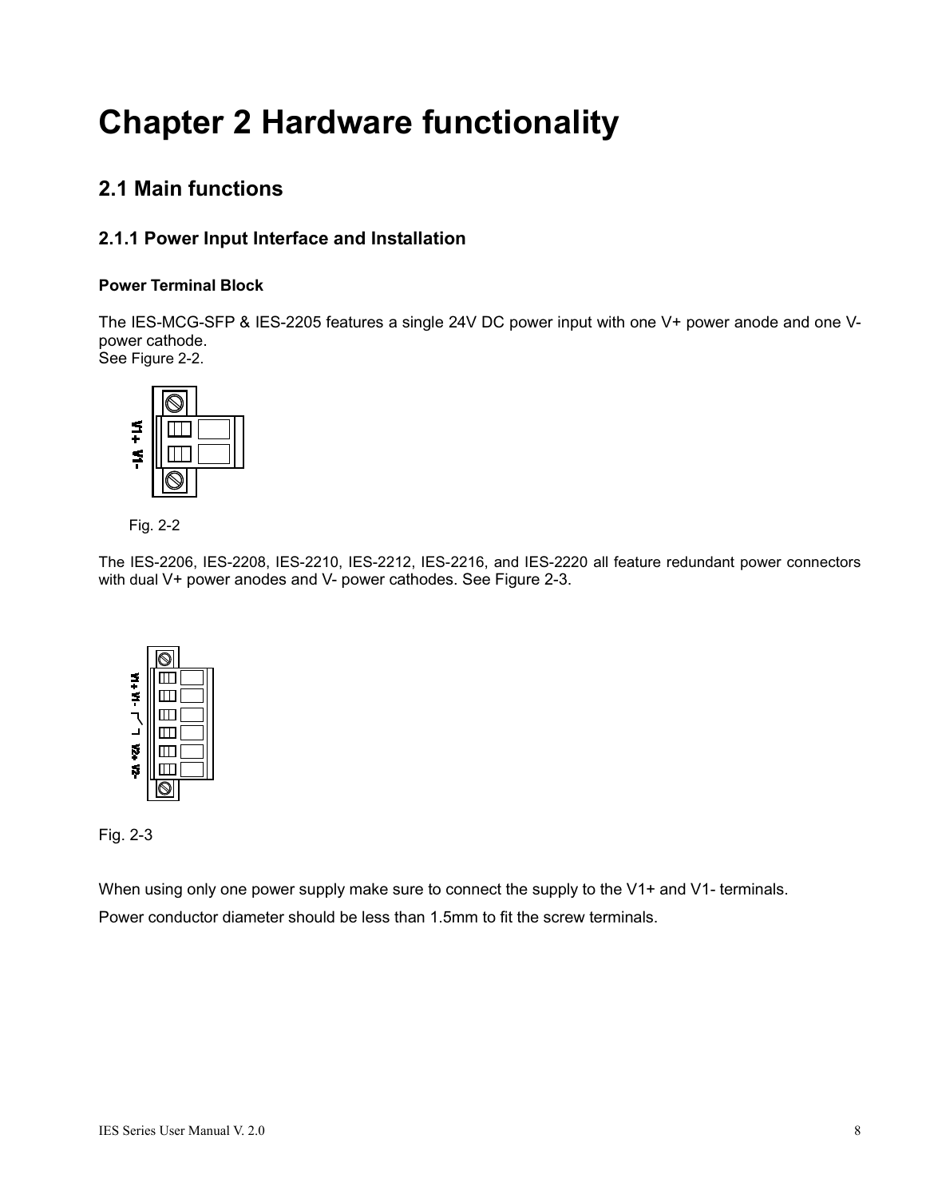# Chapter 2 Hardware functionality

## 2.1 Main functions

### 2.1.1 Power Input Interface and Installation

**Power Terminal Block**

The IES-MCG-SFP & IES-2205 features a single 24V DC power input with one V+ power anode and one V- power cathode.
See Figure 2-2.

Fig. 2-2

The IES-2206, IES-2208, IES-2210, IES-2212, IES-2216, and IES-2220 all feature redundant power connectors with dual V+ power anodes and V- power cathodes. See Figure 2-3.

Fig. 2-3

When using only one power supply make sure to connect the supply to the V1+ and V1- terminals.

Power conductor diameter should be less than 1.5mm to fit the screw terminals.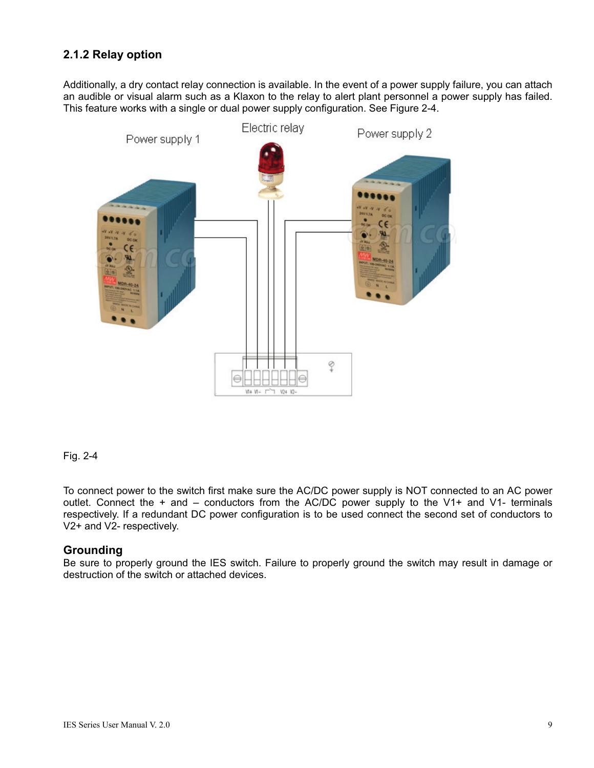### 2.1.2 Relay option

Additionally, a dry contact relay connection is available. In the event of a power supply failure, you can attach an audible or visual alarm such as a Klaxon to the relay to alert plant personnel a power supply has failed. This feature works with a single or dual power supply configuration. See Figure 2-4.

Fig. 2-4

To connect power to the switch first make sure the AC/DC power supply is NOT connected to an AC power outlet. Connect the + and – conductors from the AC/DC power supply to the V1+ and V1- terminals respectively. If a redundant DC power configuration is to be used connect the second set of conductors to V2+ and V2- respectively.

### Grounding

Be sure to properly ground the IES switch. Failure to properly ground the switch may result in damage or destruction of the switch or attached devices.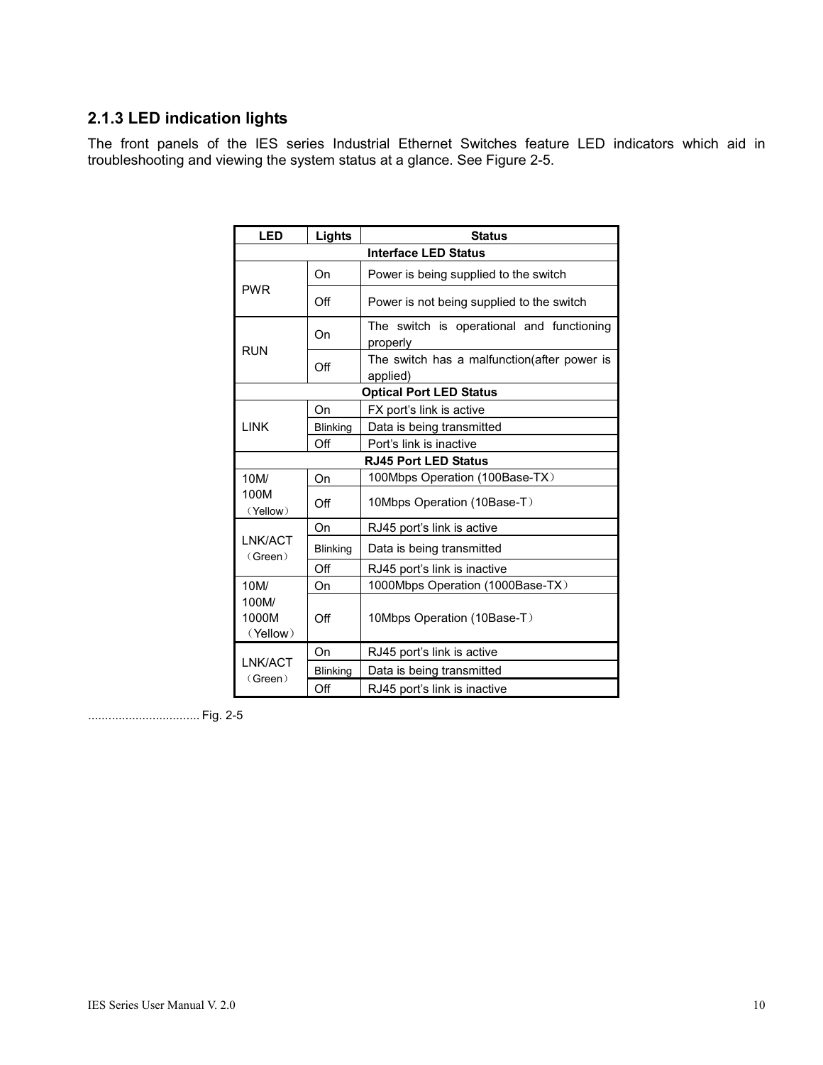### 2.1.3 LED indication lights

The front panels of the IES series Industrial Ethernet Switches feature LED indicators which aid in troubleshooting and viewing the system status at a glance. See Figure 2-5.

| LED | Lights | Status |
|---|---|---|
| **Interface LED Status** | | |
| PWR | On | Power is being supplied to the switch |
| | Off | Power is not being supplied to the switch |
| RUN | On | The switch is operational and functioning properly |
| | Off | The switch has a malfunction(after power is applied) |
| **Optical Port LED Status** | | |
| LINK | On | FX port's link is active |
| | Blinking | Data is being transmitted |
| | Off | Port's link is inactive |
| **RJ45 Port LED Status** | | |
| 10M/ 100M （Yellow） | On | 100Mbps Operation (100Base-TX） |
| | Off | 10Mbps Operation (10Base-T） |
| LNK/ACT （Green） | On | RJ45 port's link is active |
| | Blinking | Data is being transmitted |
| | Off | RJ45 port's link is inactive |
| 10M/ 100M/ 1000M （Yellow） | On | 1000Mbps Operation (1000Base-TX） |
| | Off | 10Mbps Operation (10Base-T） |
| LNK/ACT （Green） | On | RJ45 port's link is active |
| | Blinking | Data is being transmitted |
| | Off | RJ45 port's link is inactive |

................................ Fig. 2-5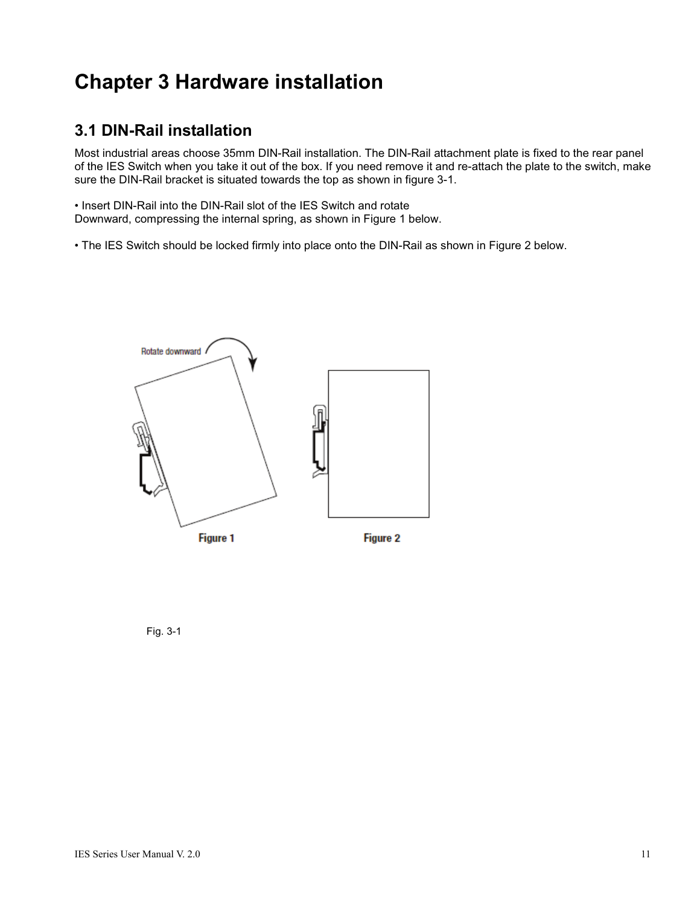# Chapter 3 Hardware installation

## 3.1 DIN-Rail installation

Most industrial areas choose 35mm DIN-Rail installation. The DIN-Rail attachment plate is fixed to the rear panel of the IES Switch when you take it out of the box. If you need remove it and re-attach the plate to the switch, make sure the DIN-Rail bracket is situated towards the top as shown in figure 3-1.

• Insert DIN-Rail into the DIN-Rail slot of the IES Switch and rotate Downward, compressing the internal spring, as shown in Figure 1 below.

• The IES Switch should be locked firmly into place onto the DIN-Rail as shown in Figure 2 below.

Rotate downward

Figure 1

Figure 2

Fig. 3-1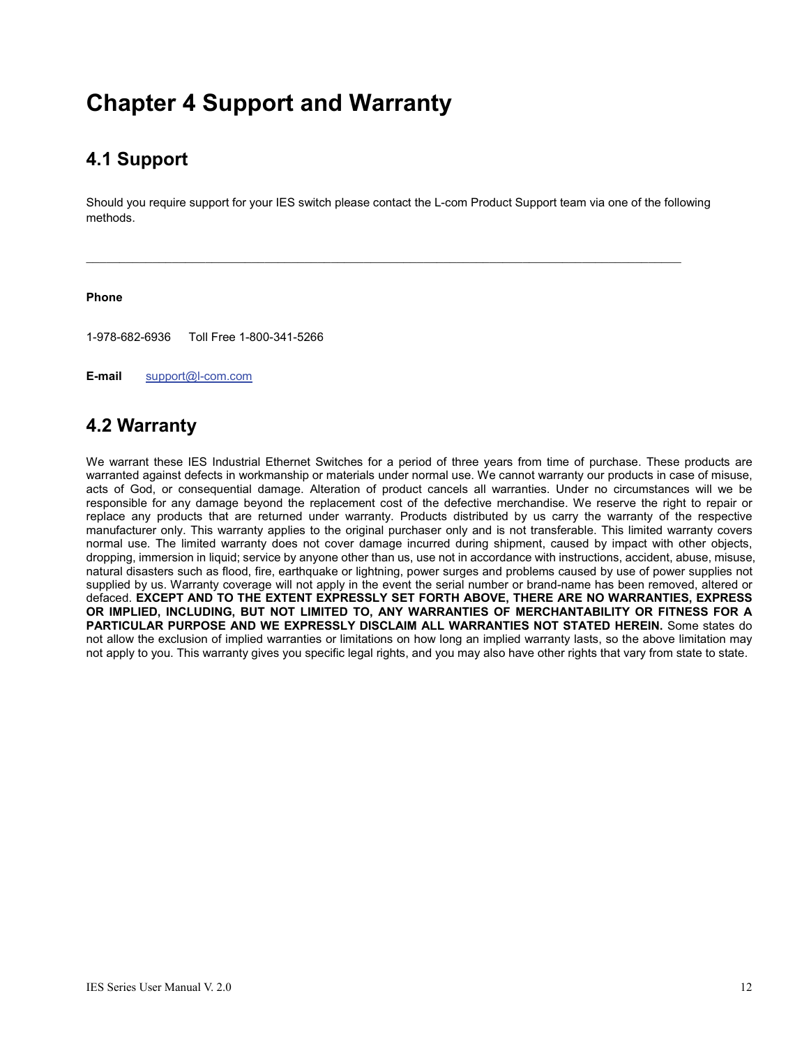# Chapter 4 Support and Warranty

## 4.1 Support

Should you require support for your IES switch please contact the L-com Product Support team via one of the following methods.

---

**Phone**

1-978-682-6936 Toll Free 1-800-341-5266

**E-mail** support@l-com.com

## 4.2 Warranty

We warrant these IES Industrial Ethernet Switches for a period of three years from time of purchase. These products are warranted against defects in workmanship or materials under normal use. We cannot warranty our products in case of misuse, acts of God, or consequential damage. Alteration of product cancels all warranties. Under no circumstances will we be responsible for any damage beyond the replacement cost of the defective merchandise. We reserve the right to repair or replace any products that are returned under warranty. Products distributed by us carry the warranty of the respective manufacturer only. This warranty applies to the original purchaser only and is not transferable. This limited warranty covers normal use. The limited warranty does not cover damage incurred during shipment, caused by impact with other objects, dropping, immersion in liquid; service by anyone other than us, use not in accordance with instructions, accident, abuse, misuse, natural disasters such as flood, fire, earthquake or lightning, power surges and problems caused by use of power supplies not supplied by us. Warranty coverage will not apply in the event the serial number or brand-name has been removed, altered or defaced. **EXCEPT AND TO THE EXTENT EXPRESSLY SET FORTH ABOVE, THERE ARE NO WARRANTIES, EXPRESS OR IMPLIED, INCLUDING, BUT NOT LIMITED TO, ANY WARRANTIES OF MERCHANTABILITY OR FITNESS FOR A PARTICULAR PURPOSE AND WE EXPRESSLY DISCLAIM ALL WARRANTIES NOT STATED HEREIN.** Some states do not allow the exclusion of implied warranties or limitations on how long an implied warranty lasts, so the above limitation may not apply to you. This warranty gives you specific legal rights, and you may also have other rights that vary from state to state.